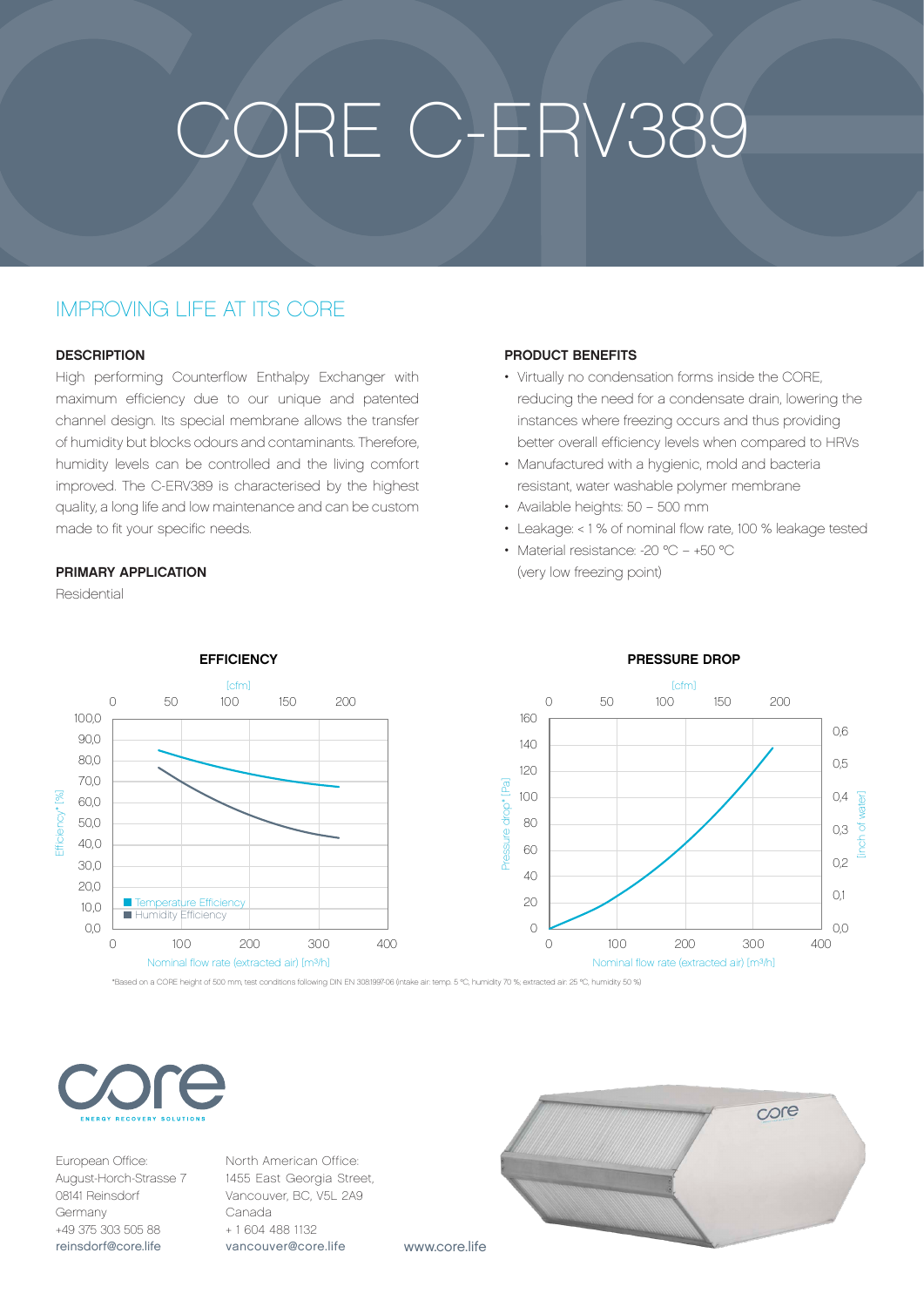# CORE C-ERV389

## IMPROVING LIFE AT ITS CORE

### DESCRIPTION

High performing Counterflow Enthalpy Exchanger with maximum efficiency due to our unique and patented channel design. Its special membrane allows the transfer of humidity but blocks odours and contaminants. Therefore, humidity levels can be controlled and the living comfort improved. The C-ERV389 is characterised by the highest quality, a long life and low maintenance and can be custom made to fit your specific needs.

### PRIMARY APPLICATION

Residential

### PRODUCT BENEFITS

- Virtually no condensation forms inside the CORE, reducing the need for a condensate drain, lowering the instances where freezing occurs and thus providing better overall efficiency levels when compared to HRVs
- Manufactured with a hygienic, mold and bacteria resistant, water washable polymer membrane
- Available heights: 50 – 500 mm
- Leakage: < 1 % of nominal flow rate, 100 % leakage tested
- Material resistance: -20 °C – +50 °C (very low freezing point)

### EFFICIENCY

Efficiency* [%] vs. Nominal flow rate (extracted air) [m³/h] / [cfm]

- Temperature Efficiency
- Humidity Efficiency

### PRESSURE DROP

Pressure drop* [Pa] / [inch of water] vs. Nominal flow rate (extracted air) [m³/h] / [cfm]

*Based on a CORE height of 500 mm; test conditions following DIN EN 308:1997-06 (intake air: temp. 5 °C, humidity 70 %, extracted air: 25 °C, humidity 50 %)

core
ENERGY RECOVERY SOLUTIONS

European Office:
August-Horch-Strasse 7
08141 Reinsdorf
Germany
+49 375 303 505 88
reinsdorf@core.life

North American Office:
1455 East Georgia Street,
Vancouver, BC, V5L 2A9
Canada
+ 1 604 488 1132
vancouver@core.life

www.core.life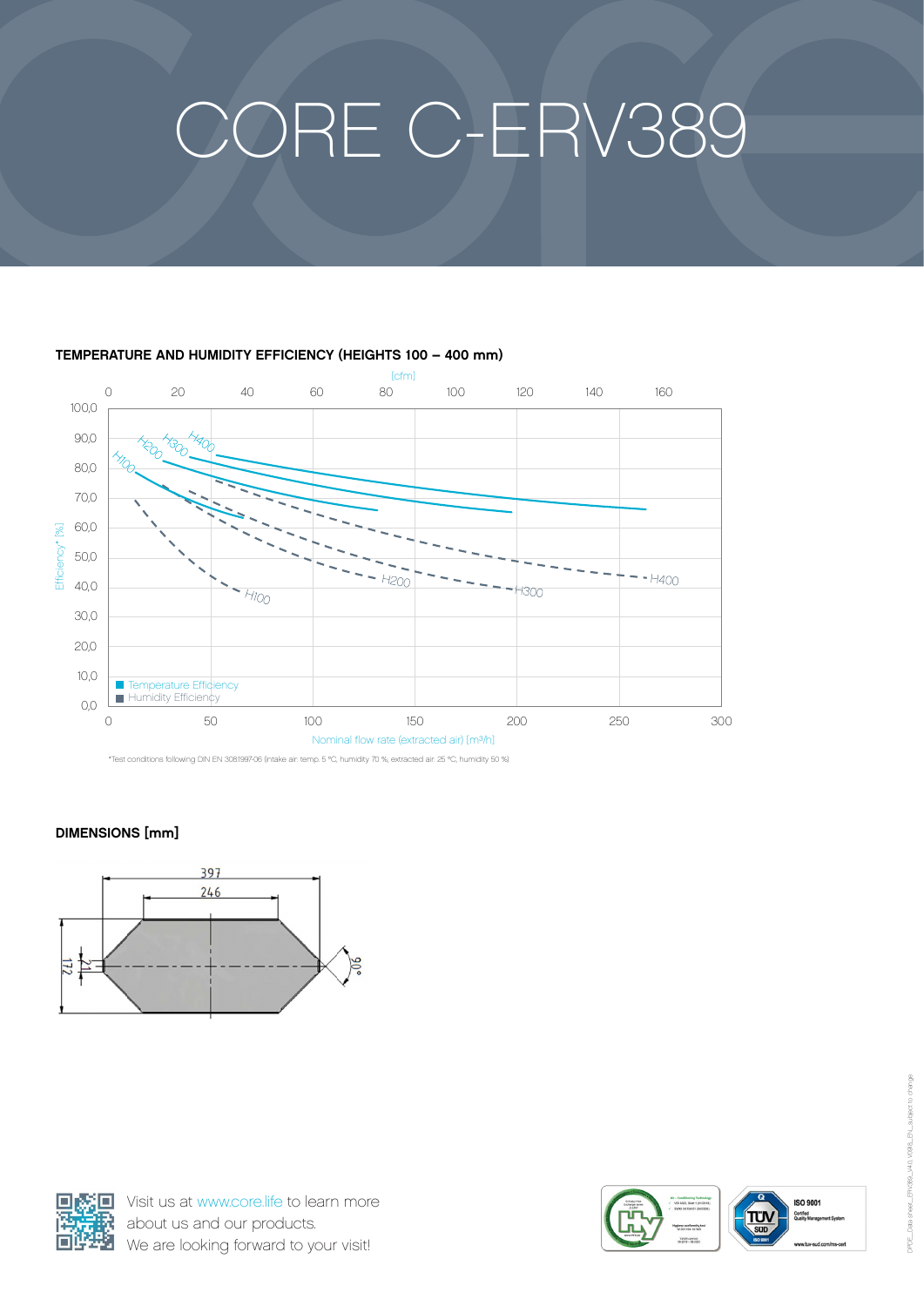# CORE C-ERV389

## TEMPERATURE AND HUMIDITY EFFICIENCY (HEIGHTS 100 – 400 mm)

[cfm]

0 20 40 60 80 100 120 140 160

Efficiency* [%]

100,0 90,0 80,0 70,0 60,0 50,0 40,0 30,0 20,0 10,0 0,0

H100 H200 H300 H400

H100 H200 H300 H400

Temperature Efficiency

Humidity Efficiency

0 50 100 150 200 250 300

Nominal flow rate (extracted air) [m³/h]

*Test conditions following DIN EN 308:1997-06 (intake air: temp. 5 °C, humidity 70 %, extracted air: 25 °C, humidity 50 %)

## DIMENSIONS [mm]

397

246

172

21

90°

Visit us at www.core.life to learn more about us and our products.
We are looking forward to your visit!